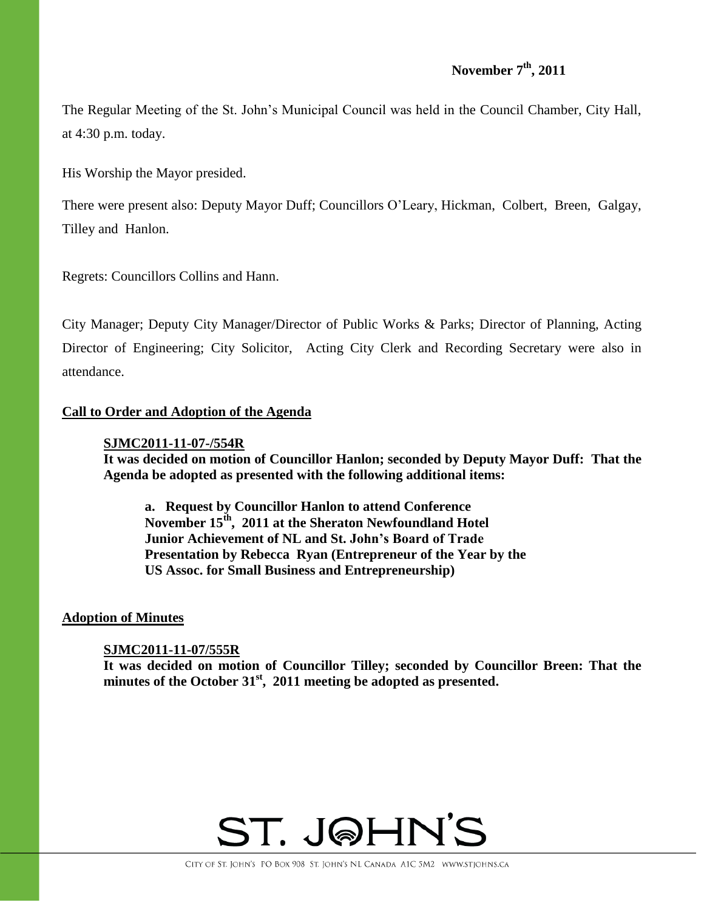**November 7th, 2011**

The Regular Meeting of the St. John's Municipal Council was held in the Council Chamber, City Hall, at 4:30 p.m. today.

His Worship the Mayor presided.

There were present also: Deputy Mayor Duff; Councillors O'Leary, Hickman, Colbert, Breen, Galgay, Tilley and Hanlon.

Regrets: Councillors Collins and Hann.

City Manager; Deputy City Manager/Director of Public Works & Parks; Director of Planning, Acting Director of Engineering; City Solicitor, Acting City Clerk and Recording Secretary were also in attendance.

## Call to Order and Adoption of the Agenda

**SJMC2011-11-07-/554R**
**It was decided on motion of Councillor Hanlon; seconded by Deputy Mayor Duff: That the Agenda be adopted as presented with the following additional items:**

**a. Request by Councillor Hanlon to attend Conference November 15th, 2011 at the Sheraton Newfoundland Hotel Junior Achievement of NL and St. John's Board of Trade Presentation by Rebecca Ryan (Entrepreneur of the Year by the US Assoc. for Small Business and Entrepreneurship)**

## Adoption of Minutes

**SJMC2011-11-07/555R**
**It was decided on motion of Councillor Tilley; seconded by Councillor Breen: That the minutes of the October 31st, 2011 meeting be adopted as presented.**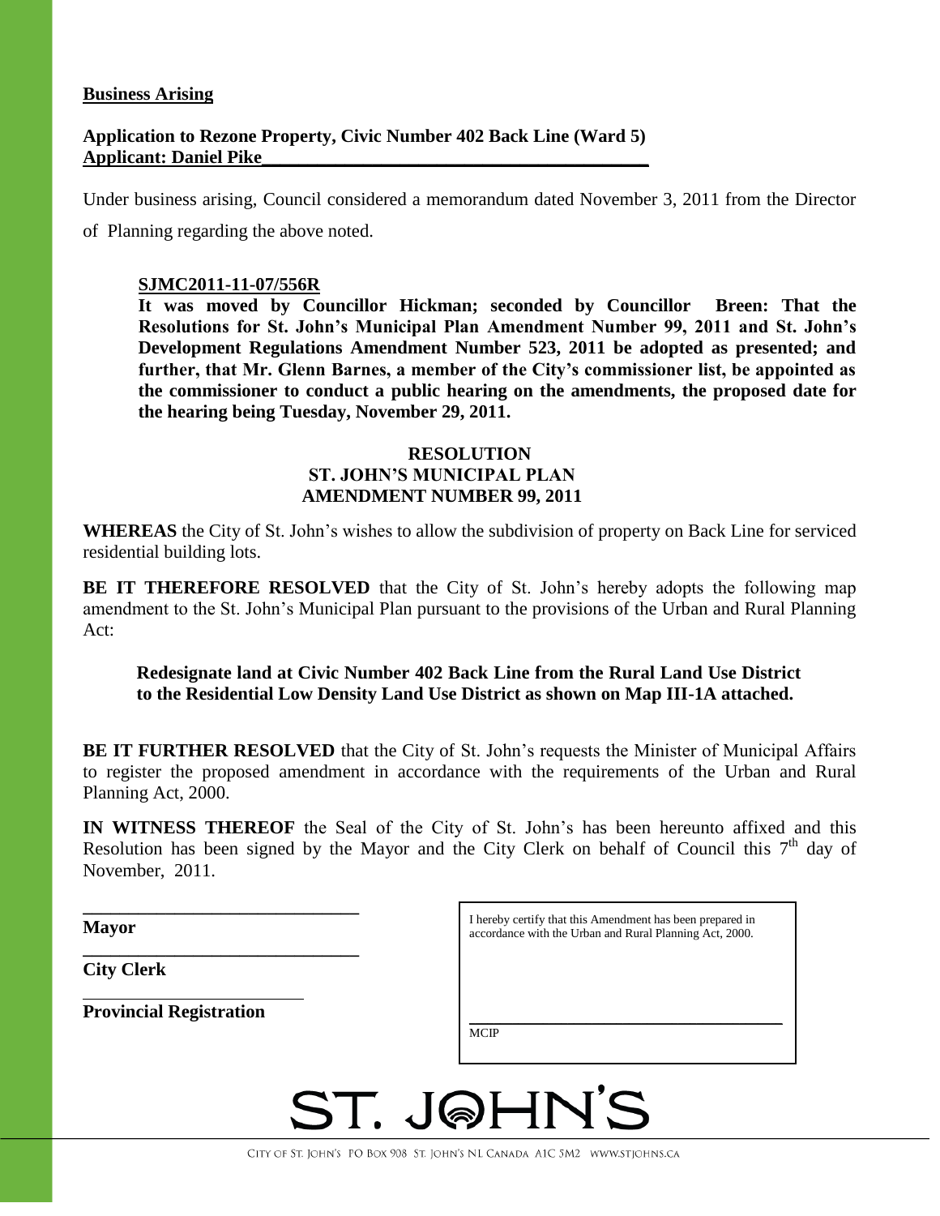**Business Arising**

**Application to Rezone Property, Civic Number 402 Back Line (Ward 5)**
**Applicant: Daniel Pike**

Under business arising, Council considered a memorandum dated November 3, 2011 from the Director of Planning regarding the above noted.

**SJMC2011-11-07/556R**
**It was moved by Councillor Hickman; seconded by Councillor Breen: That the Resolutions for St. John's Municipal Plan Amendment Number 99, 2011 and St. John's Development Regulations Amendment Number 523, 2011 be adopted as presented; and further, that Mr. Glenn Barnes, a member of the City's commissioner list, be appointed as the commissioner to conduct a public hearing on the amendments, the proposed date for the hearing being Tuesday, November 29, 2011.**

**RESOLUTION**
**ST. JOHN'S MUNICIPAL PLAN**
**AMENDMENT NUMBER 99, 2011**

**WHEREAS** the City of St. John's wishes to allow the subdivision of property on Back Line for serviced residential building lots.

**BE IT THEREFORE RESOLVED** that the City of St. John's hereby adopts the following map amendment to the St. John's Municipal Plan pursuant to the provisions of the Urban and Rural Planning Act:

**Redesignate land at Civic Number 402 Back Line from the Rural Land Use District to the Residential Low Density Land Use District as shown on Map III-1A attached.**

**BE IT FURTHER RESOLVED** that the City of St. John's requests the Minister of Municipal Affairs to register the proposed amendment in accordance with the requirements of the Urban and Rural Planning Act, 2000.

**IN WITNESS THEREOF** the Seal of the City of St. John's has been hereunto affixed and this Resolution has been signed by the Mayor and the City Clerk on behalf of Council this 7th day of November, 2011.

______________________________
**Mayor**

______________________________
**City Clerk**

______________________________
**Provincial Registration**

I hereby certify that this Amendment has been prepared in accordance with the Urban and Rural Planning Act, 2000.

______________________________
MCIP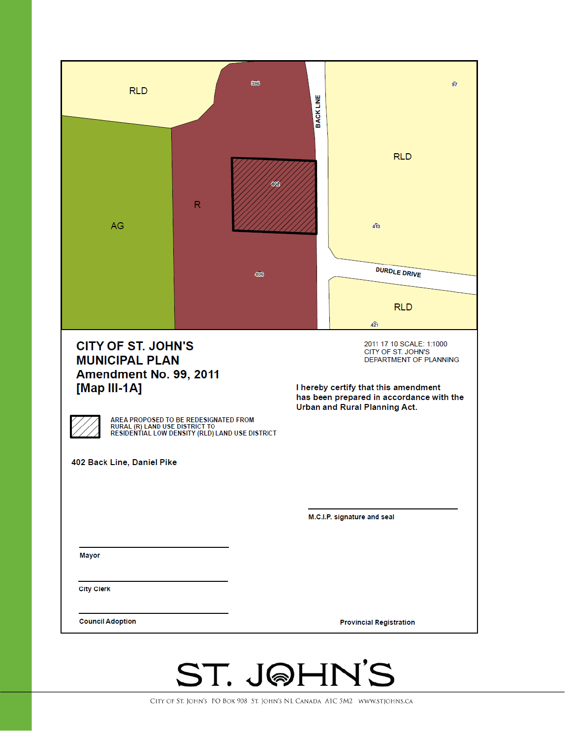RLD

RLD

RLD

AG

R

BACK LINE

DURDLE DRIVE

396

97

402

413

406

421

# CITY OF ST. JOHN'S MUNICIPAL PLAN Amendment No. 99, 2011 [Map III-1A]

2011 17 10 SCALE: 1:1000
CITY OF ST. JOHN'S
DEPARTMENT OF PLANNING

I hereby certify that this amendment has been prepared in accordance with the Urban and Rural Planning Act.

AREA PROPOSED TO BE REDESIGNATED FROM RURAL (R) LAND USE DISTRICT TO RESIDENTIAL LOW DENSITY (RLD) LAND USE DISTRICT

**402 Back Line, Daniel Pike**

M.C.I.P. signature and seal

Mayor

City Clerk

Council Adoption

Provincial Registration

ST. JOHN'S

CITY OF ST. JOHN'S PO BOX 908 ST. JOHN'S NL CANADA A1C 5M2 WWW.STJOHNS.CA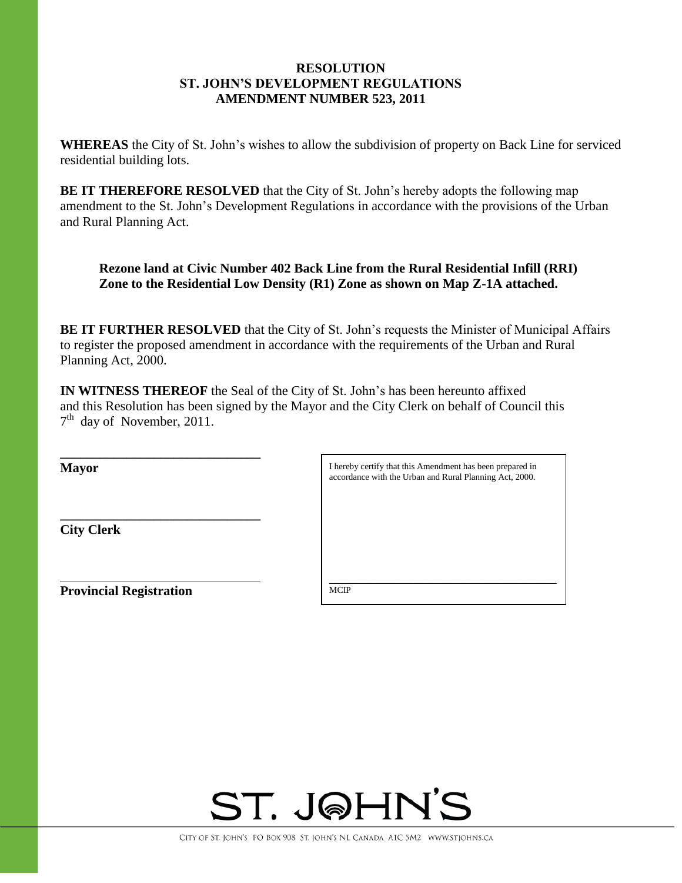**RESOLUTION**
**ST. JOHN'S DEVELOPMENT REGULATIONS**
**AMENDMENT NUMBER 523, 2011**

**WHEREAS** the City of St. John's wishes to allow the subdivision of property on Back Line for serviced residential building lots.

**BE IT THEREFORE RESOLVED** that the City of St. John's hereby adopts the following map amendment to the St. John's Development Regulations in accordance with the provisions of the Urban and Rural Planning Act.

**Rezone land at Civic Number 402 Back Line from the Rural Residential Infill (RRI) Zone to the Residential Low Density (R1) Zone as shown on Map Z-1A attached.**

**BE IT FURTHER RESOLVED** that the City of St. John's requests the Minister of Municipal Affairs to register the proposed amendment in accordance with the requirements of the Urban and Rural Planning Act, 2000.

**IN WITNESS THEREOF** the Seal of the City of St. John's has been hereunto affixed and this Resolution has been signed by the Mayor and the City Clerk on behalf of Council this 7th day of November, 2011.

______________________________
**Mayor**

______________________________
**City Clerk**

______________________________
**Provincial Registration**

I hereby certify that this Amendment has been prepared in accordance with the Urban and Rural Planning Act, 2000.

______________________________
MCIP

ST. JOHN'S

CITY OF ST. JOHN'S PO BOX 908 ST. JOHN'S NL CANADA A1C 5M2 WWW.STJOHNS.CA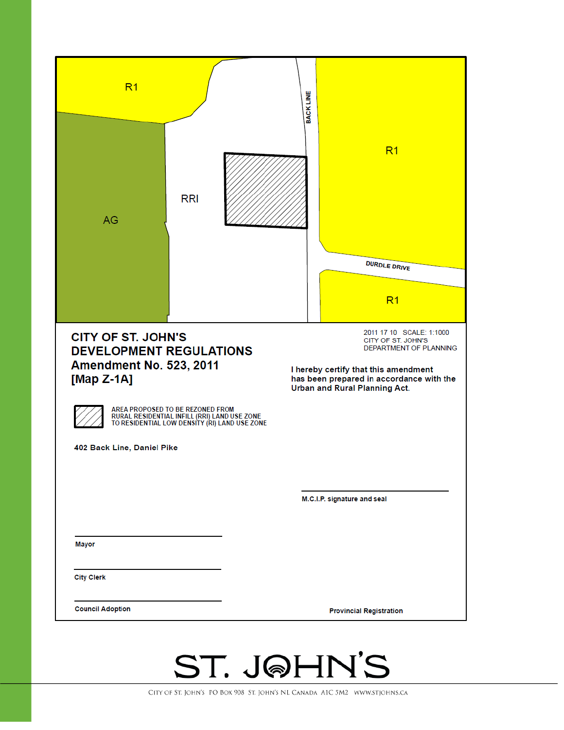R1

R1

RRI

AG

BACK LINE

DURDLE DRIVE

R1

# CITY OF ST. JOHN'S DEVELOPMENT REGULATIONS Amendment No. 523, 2011 [Map Z-1A]

2011 17 10 SCALE: 1:1000
CITY OF ST. JOHN'S
DEPARTMENT OF PLANNING

AREA PROPOSED TO BE REZONED FROM RURAL RESIDENTIAL INFILL (RRI) LAND USE ZONE TO RESIDENTIAL LOW DENSITY (RI) LAND USE ZONE

I hereby certify that this amendment has been prepared in accordance with the Urban and Rural Planning Act.

**402 Back Line, Daniel Pike**

**M.C.I.P. signature and seal**

**Mayor**

**City Clerk**

**Council Adoption**

**Provincial Registration**

ST. JOHN'S

CITY OF ST. JOHN'S PO BOX 908 ST. JOHN'S NL CANADA A1C 5M2 WWW.STJOHNS.CA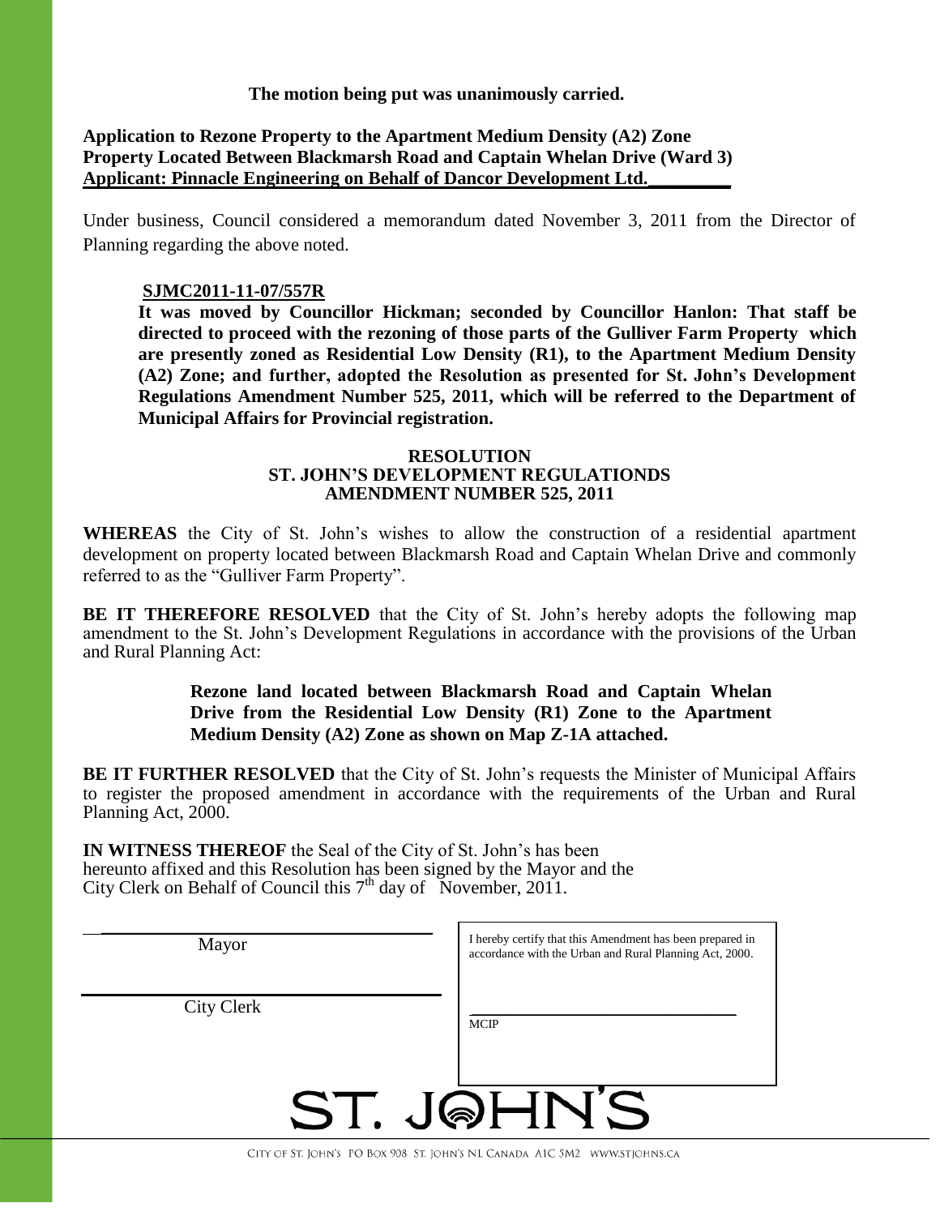**The motion being put was unanimously carried.**

**Application to Rezone Property to the Apartment Medium Density (A2) Zone**
**Property Located Between Blackmarsh Road and Captain Whelan Drive (Ward 3)**
**Applicant: Pinnacle Engineering on Behalf of Dancor Development Ltd.**

Under business, Council considered a memorandum dated November 3, 2011 from the Director of Planning regarding the above noted.

**SJMC2011-11-07/557R**
**It was moved by Councillor Hickman; seconded by Councillor Hanlon: That staff be directed to proceed with the rezoning of those parts of the Gulliver Farm Property which are presently zoned as Residential Low Density (R1), to the Apartment Medium Density (A2) Zone; and further, adopted the Resolution as presented for St. John's Development Regulations Amendment Number 525, 2011, which will be referred to the Department of Municipal Affairs for Provincial registration.**

**RESOLUTION**
**ST. JOHN'S DEVELOPMENT REGULATIONDS**
**AMENDMENT NUMBER 525, 2011**

**WHEREAS** the City of St. John's wishes to allow the construction of a residential apartment development on property located between Blackmarsh Road and Captain Whelan Drive and commonly referred to as the "Gulliver Farm Property".

**BE IT THEREFORE RESOLVED** that the City of St. John's hereby adopts the following map amendment to the St. John's Development Regulations in accordance with the provisions of the Urban and Rural Planning Act:

> **Rezone land located between Blackmarsh Road and Captain Whelan Drive from the Residential Low Density (R1) Zone to the Apartment Medium Density (A2) Zone as shown on Map Z-1A attached.**

**BE IT FURTHER RESOLVED** that the City of St. John's requests the Minister of Municipal Affairs to register the proposed amendment in accordance with the requirements of the Urban and Rural Planning Act, 2000.

**IN WITNESS THEREOF** the Seal of the City of St. John's has been hereunto affixed and this Resolution has been signed by the Mayor and the City Clerk on Behalf of Council this 7th day of November, 2011.

\_\_\_\_\_\_\_\_\_\_\_\_\_\_\_\_\_\_\_\_\_\_\_\_\_\_\_\_\_\_
Mayor

\_\_\_\_\_\_\_\_\_\_\_\_\_\_\_\_\_\_\_\_\_\_\_\_\_\_\_\_\_\_
City Clerk

I hereby certify that this Amendment has been prepared in accordance with the Urban and Rural Planning Act, 2000.

\_\_\_\_\_\_\_\_\_\_\_\_\_\_\_\_\_\_\_\_\_\_\_\_\_\_\_\_\_\_
MCIP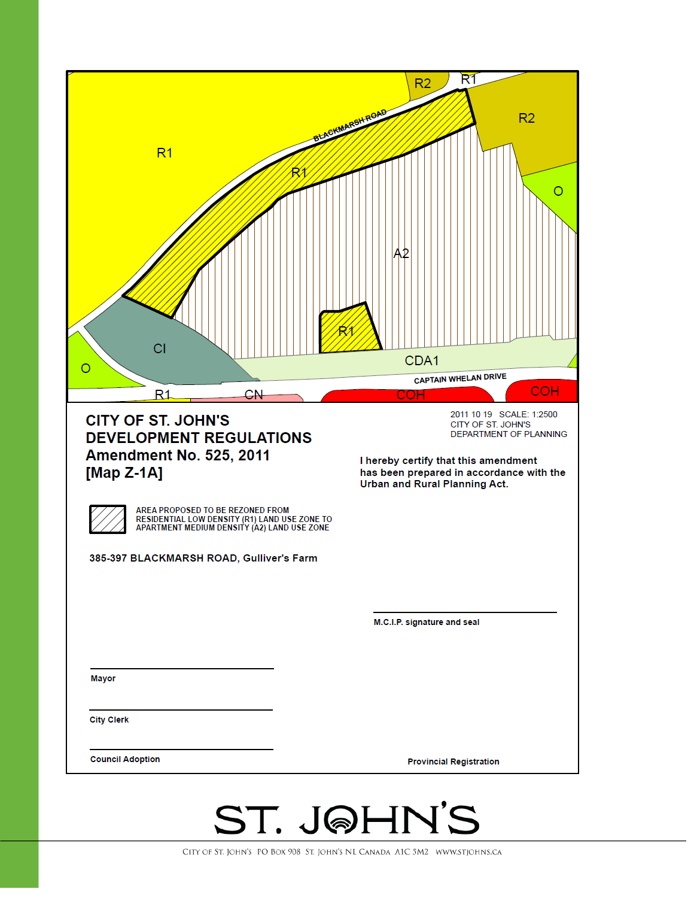R2

R1

R2

BLACKMARSH ROAD

R1

R1

O

A2

R1

CI

CDA1

O

CAPTAIN WHELAN DRIVE

R1

CN

COH

COH

# CITY OF ST. JOHN'S DEVELOPMENT REGULATIONS Amendment No. 525, 2011 [Map Z-1A]

2011 10 19 SCALE: 1:2500
CITY OF ST. JOHN'S
DEPARTMENT OF PLANNING

**I hereby certify that this amendment has been prepared in accordance with the Urban and Rural Planning Act.**

AREA PROPOSED TO BE REZONED FROM RESIDENTIAL LOW DENSITY (R1) LAND USE ZONE TO APARTMENT MEDIUM DENSITY (A2) LAND USE ZONE

**385-397 BLACKMARSH ROAD, Gulliver's Farm**

**M.C.I.P. signature and seal**

**Mayor**

**City Clerk**

**Council Adoption**

**Provincial Registration**

ST. JOHN'S

CITY OF ST. JOHN'S PO BOX 908 ST. JOHN'S NL CANADA A1C 5M2 WWW.STJOHNS.CA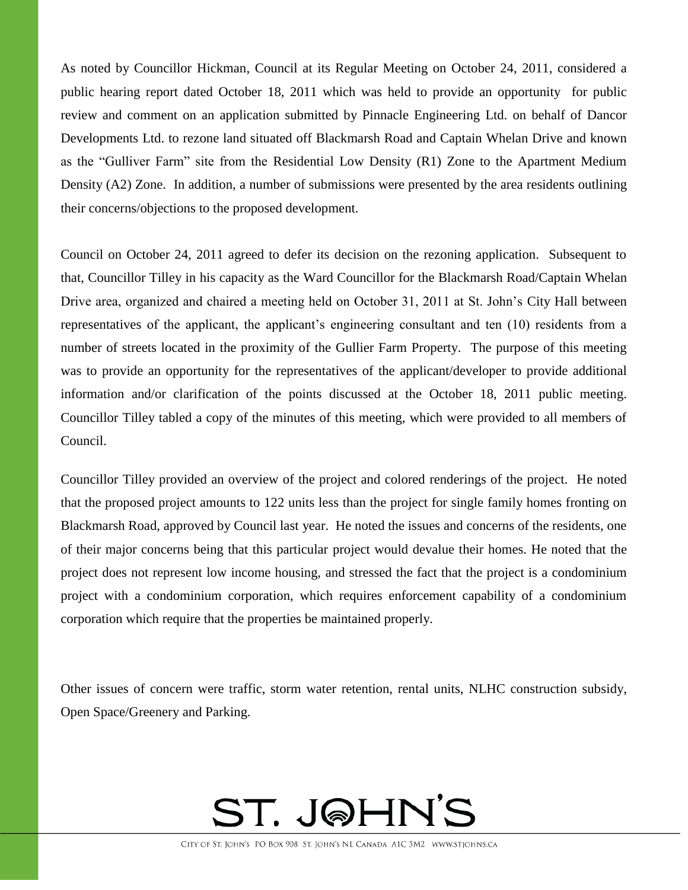As noted by Councillor Hickman, Council at its Regular Meeting on October 24, 2011, considered a public hearing report dated October 18, 2011 which was held to provide an opportunity for public review and comment on an application submitted by Pinnacle Engineering Ltd. on behalf of Dancor Developments Ltd. to rezone land situated off Blackmarsh Road and Captain Whelan Drive and known as the "Gulliver Farm" site from the Residential Low Density (R1) Zone to the Apartment Medium Density (A2) Zone. In addition, a number of submissions were presented by the area residents outlining their concerns/objections to the proposed development.

Council on October 24, 2011 agreed to defer its decision on the rezoning application. Subsequent to that, Councillor Tilley in his capacity as the Ward Councillor for the Blackmarsh Road/Captain Whelan Drive area, organized and chaired a meeting held on October 31, 2011 at St. John's City Hall between representatives of the applicant, the applicant's engineering consultant and ten (10) residents from a number of streets located in the proximity of the Gullier Farm Property. The purpose of this meeting was to provide an opportunity for the representatives of the applicant/developer to provide additional information and/or clarification of the points discussed at the October 18, 2011 public meeting. Councillor Tilley tabled a copy of the minutes of this meeting, which were provided to all members of Council.

Councillor Tilley provided an overview of the project and colored renderings of the project. He noted that the proposed project amounts to 122 units less than the project for single family homes fronting on Blackmarsh Road, approved by Council last year. He noted the issues and concerns of the residents, one of their major concerns being that this particular project would devalue their homes. He noted that the project does not represent low income housing, and stressed the fact that the project is a condominium project with a condominium corporation, which requires enforcement capability of a condominium corporation which require that the properties be maintained properly.

Other issues of concern were traffic, storm water retention, rental units, NLHC construction subsidy, Open Space/Greenery and Parking.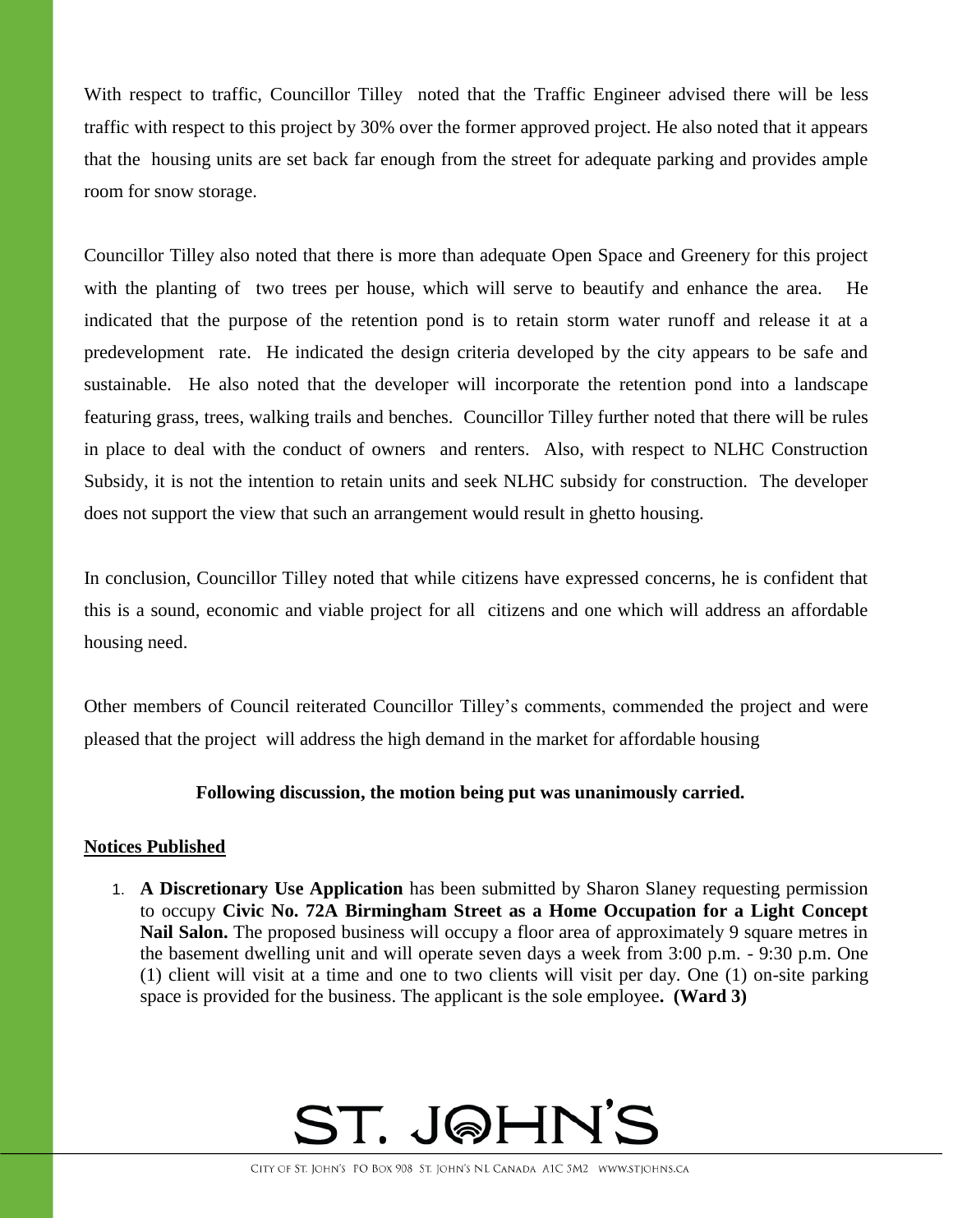With respect to traffic, Councillor Tilley noted that the Traffic Engineer advised there will be less traffic with respect to this project by 30% over the former approved project. He also noted that it appears that the housing units are set back far enough from the street for adequate parking and provides ample room for snow storage.

Councillor Tilley also noted that there is more than adequate Open Space and Greenery for this project with the planting of two trees per house, which will serve to beautify and enhance the area. He indicated that the purpose of the retention pond is to retain storm water runoff and release it at a predevelopment rate. He indicated the design criteria developed by the city appears to be safe and sustainable. He also noted that the developer will incorporate the retention pond into a landscape featuring grass, trees, walking trails and benches. Councillor Tilley further noted that there will be rules in place to deal with the conduct of owners and renters. Also, with respect to NLHC Construction Subsidy, it is not the intention to retain units and seek NLHC subsidy for construction. The developer does not support the view that such an arrangement would result in ghetto housing.

In conclusion, Councillor Tilley noted that while citizens have expressed concerns, he is confident that this is a sound, economic and viable project for all citizens and one which will address an affordable housing need.

Other members of Council reiterated Councillor Tilley's comments, commended the project and were pleased that the project will address the high demand in the market for affordable housing

**Following discussion, the motion being put was unanimously carried.**

## Notices Published

1. **A Discretionary Use Application** has been submitted by Sharon Slaney requesting permission to occupy **Civic No. 72A Birmingham Street as a Home Occupation for a Light Concept Nail Salon.** The proposed business will occupy a floor area of approximately 9 square metres in the basement dwelling unit and will operate seven days a week from 3:00 p.m. - 9:30 p.m. One (1) client will visit at a time and one to two clients will visit per day. One (1) on-site parking space is provided for the business. The applicant is the sole employee**. (Ward 3)**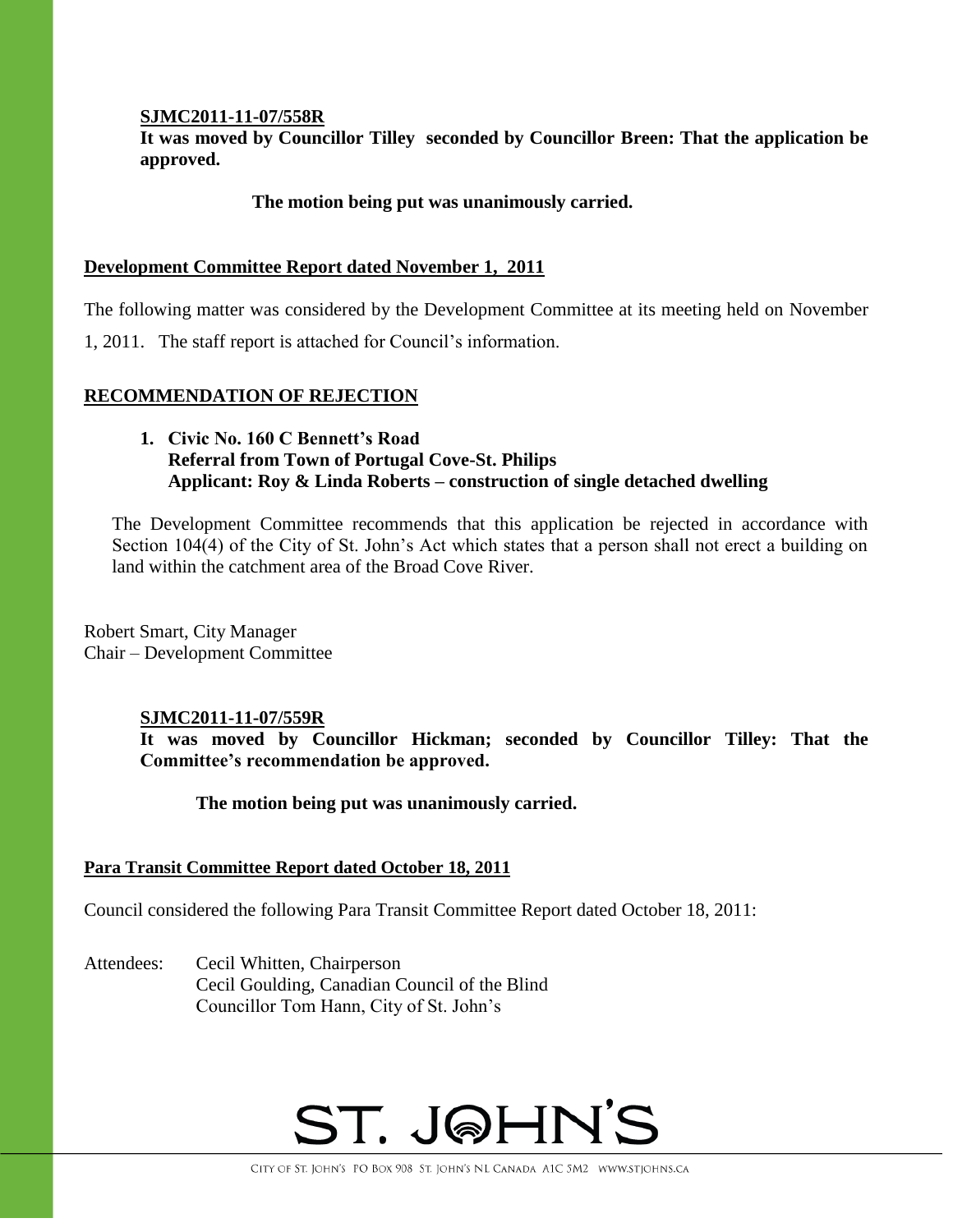**SJMC2011-11-07/558R**

**It was moved by Councillor Tilley seconded by Councillor Breen: That the application be approved.**

**The motion being put was unanimously carried.**

**Development Committee Report dated November 1, 2011**

The following matter was considered by the Development Committee at its meeting held on November 1, 2011. The staff report is attached for Council's information.

**RECOMMENDATION OF REJECTION**

1. **Civic No. 160 C Bennett's Road**
   **Referral from Town of Portugal Cove-St. Philips**
   **Applicant: Roy & Linda Roberts – construction of single detached dwelling**

The Development Committee recommends that this application be rejected in accordance with Section 104(4) of the City of St. John's Act which states that a person shall not erect a building on land within the catchment area of the Broad Cove River.

Robert Smart, City Manager
Chair – Development Committee

**SJMC2011-11-07/559R**

**It was moved by Councillor Hickman; seconded by Councillor Tilley: That the Committee's recommendation be approved.**

**The motion being put was unanimously carried.**

**Para Transit Committee Report dated October 18, 2011**

Council considered the following Para Transit Committee Report dated October 18, 2011:

Attendees: Cecil Whitten, Chairperson
Cecil Goulding, Canadian Council of the Blind
Councillor Tom Hann, City of St. John's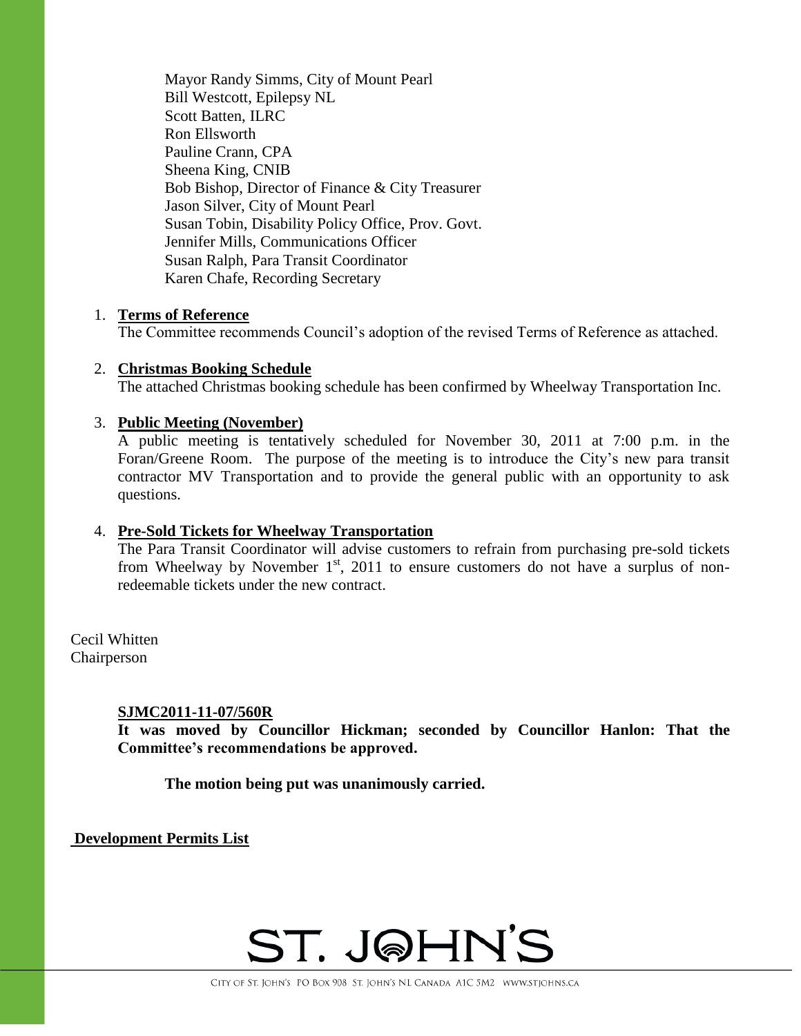Mayor Randy Simms, City of Mount Pearl
Bill Westcott, Epilepsy NL
Scott Batten, ILRC
Ron Ellsworth
Pauline Crann, CPA
Sheena King, CNIB
Bob Bishop, Director of Finance & City Treasurer
Jason Silver, City of Mount Pearl
Susan Tobin, Disability Policy Office, Prov. Govt.
Jennifer Mills, Communications Officer
Susan Ralph, Para Transit Coordinator
Karen Chafe, Recording Secretary

1. **Terms of Reference**
   The Committee recommends Council's adoption of the revised Terms of Reference as attached.

2. **Christmas Booking Schedule**
   The attached Christmas booking schedule has been confirmed by Wheelway Transportation Inc.

3. **Public Meeting (November)**
   A public meeting is tentatively scheduled for November 30, 2011 at 7:00 p.m. in the Foran/Greene Room. The purpose of the meeting is to introduce the City's new para transit contractor MV Transportation and to provide the general public with an opportunity to ask questions.

4. **Pre-Sold Tickets for Wheelway Transportation**
   The Para Transit Coordinator will advise customers to refrain from purchasing pre-sold tickets from Wheelway by November 1st, 2011 to ensure customers do not have a surplus of non-redeemable tickets under the new contract.

Cecil Whitten
Chairperson

**SJMC2011-11-07/560R**
**It was moved by Councillor Hickman; seconded by Councillor Hanlon: That the Committee's recommendations be approved.**

**The motion being put was unanimously carried.**

**Development Permits List**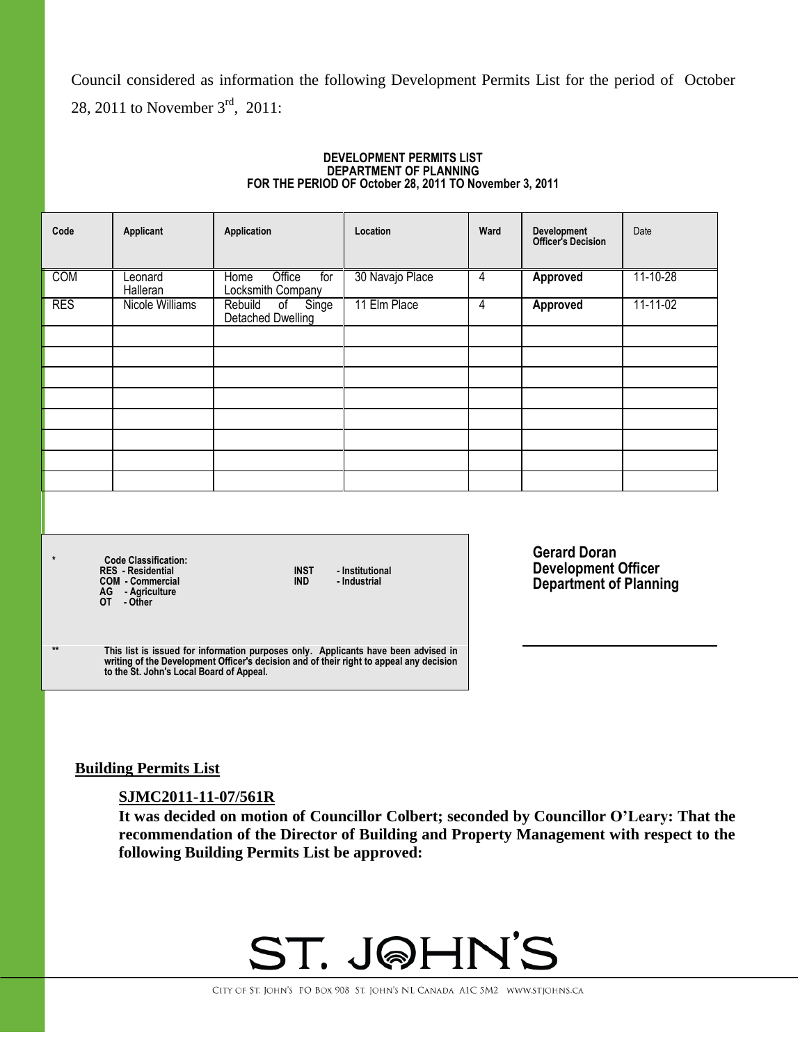Council considered as information the following Development Permits List for the period of October 28, 2011 to November 3rd, 2011:

**DEVELOPMENT PERMITS LIST**
**DEPARTMENT OF PLANNING**
**FOR THE PERIOD OF October 28, 2011 TO November 3, 2011**

| Code | Applicant | Application | Location | Ward | Development Officer's Decision | Date |
|---|---|---|---|---|---|---|
| COM | Leonard Halleran | Home Office for Locksmith Company | 30 Navajo Place | 4 | **Approved** | 11-10-28 |
| RES | Nicole Williams | Rebuild of Singe Detached Dwelling | 11 Elm Place | 4 | **Approved** | 11-11-02 |
| | | | | | | |
| | | | | | | |
| | | | | | | |
| | | | | | | |
| | | | | | | |
| | | | | | | |
| | | | | | | |
| | | | | | | |

\* **Code Classification:**
**RES - Residential**
**COM - Commercial**
**AG - Agriculture**
**OT - Other**
**INST - Institutional**
**IND - Industrial**

\*\* **This list is issued for information purposes only. Applicants have been advised in writing of the Development Officer's decision and of their right to appeal any decision to the St. John's Local Board of Appeal.**

**Gerard Doran**
**Development Officer**
**Department of Planning**

**Building Permits List**

**SJMC2011-11-07/561R**

**It was decided on motion of Councillor Colbert; seconded by Councillor O'Leary: That the recommendation of the Director of Building and Property Management with respect to the following Building Permits List be approved:**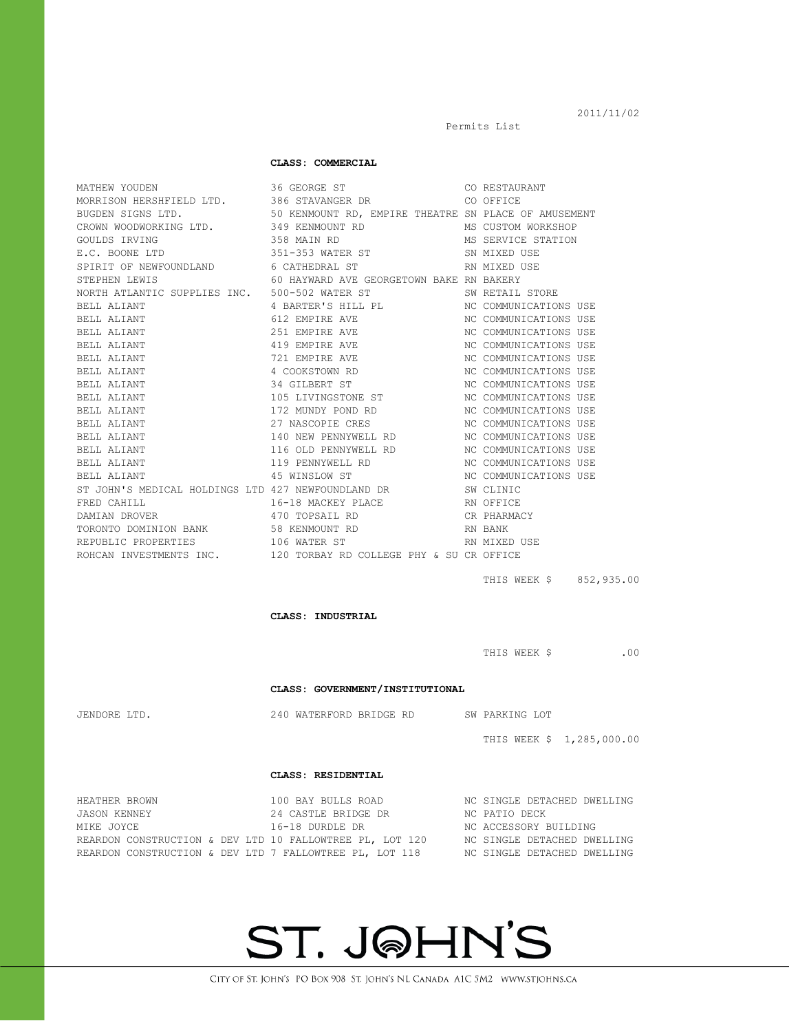2011/11/02

Permits List

**CLASS: COMMERCIAL**

| | | |
|---|---|---|
| MATHEW YOUDEN | 36 GEORGE ST | CO RESTAURANT |
| MORRISON HERSHFIELD LTD. | 386 STAVANGER DR | CO OFFICE |
| BUGDEN SIGNS LTD. | 50 KENMOUNT RD, EMPIRE THEATRE | SN PLACE OF AMUSEMENT |
| CROWN WOODWORKING LTD. | 349 KENMOUNT RD | MS CUSTOM WORKSHOP |
| GOULDS IRVING | 358 MAIN RD | MS SERVICE STATION |
| E.C. BOONE LTD | 351-353 WATER ST | SN MIXED USE |
| SPIRIT OF NEWFOUNDLAND | 6 CATHEDRAL ST | RN MIXED USE |
| STEPHEN LEWIS | 60 HAYWARD AVE GEORGETOWN BAKE | RN BAKERY |
| NORTH ATLANTIC SUPPLIES INC. | 500-502 WATER ST | SW RETAIL STORE |
| BELL ALIANT | 4 BARTER'S HILL PL | NC COMMUNICATIONS USE |
| BELL ALIANT | 612 EMPIRE AVE | NC COMMUNICATIONS USE |
| BELL ALIANT | 251 EMPIRE AVE | NC COMMUNICATIONS USE |
| BELL ALIANT | 419 EMPIRE AVE | NC COMMUNICATIONS USE |
| BELL ALIANT | 721 EMPIRE AVE | NC COMMUNICATIONS USE |
| BELL ALIANT | 4 COOKSTOWN RD | NC COMMUNICATIONS USE |
| BELL ALIANT | 34 GILBERT ST | NC COMMUNICATIONS USE |
| BELL ALIANT | 105 LIVINGSTONE ST | NC COMMUNICATIONS USE |
| BELL ALIANT | 172 MUNDY POND RD | NC COMMUNICATIONS USE |
| BELL ALIANT | 27 NASCOPIE CRES | NC COMMUNICATIONS USE |
| BELL ALIANT | 140 NEW PENNYWELL RD | NC COMMUNICATIONS USE |
| BELL ALIANT | 116 OLD PENNYWELL RD | NC COMMUNICATIONS USE |
| BELL ALIANT | 119 PENNYWELL RD | NC COMMUNICATIONS USE |
| BELL ALIANT | 45 WINSLOW ST | NC COMMUNICATIONS USE |
| ST JOHN'S MEDICAL HOLDINGS LTD | 427 NEWFOUNDLAND DR | SW CLINIC |
| FRED CAHILL | 16-18 MACKEY PLACE | RN OFFICE |
| DAMIAN DROVER | 470 TOPSAIL RD | CR PHARMACY |
| TORONTO DOMINION BANK | 58 KENMOUNT RD | RN BANK |
| REPUBLIC PROPERTIES | 106 WATER ST | RN MIXED USE |
| ROHCAN INVESTMENTS INC. | 120 TORBAY RD COLLEGE PHY & SU | CR OFFICE |

THIS WEEK $ 852,935.00

**CLASS: INDUSTRIAL**

THIS WEEK $ .00

**CLASS: GOVERNMENT/INSTITUTIONAL**

| | | |
|---|---|---|
| JENDORE LTD. | 240 WATERFORD BRIDGE RD | SW PARKING LOT |

THIS WEEK $ 1,285,000.00

**CLASS: RESIDENTIAL**

| | | |
|---|---|---|
| HEATHER BROWN | 100 BAY BULLS ROAD | NC SINGLE DETACHED DWELLING |
| JASON KENNEY | 24 CASTLE BRIDGE DR | NC PATIO DECK |
| MIKE JOYCE | 16-18 DURDLE DR | NC ACCESSORY BUILDING |
| REARDON CONSTRUCTION & DEV LTD | 10 FALLOWTREE PL, LOT 120 | NC SINGLE DETACHED DWELLING |
| REARDON CONSTRUCTION & DEV LTD | 7 FALLOWTREE PL, LOT 118 | NC SINGLE DETACHED DWELLING |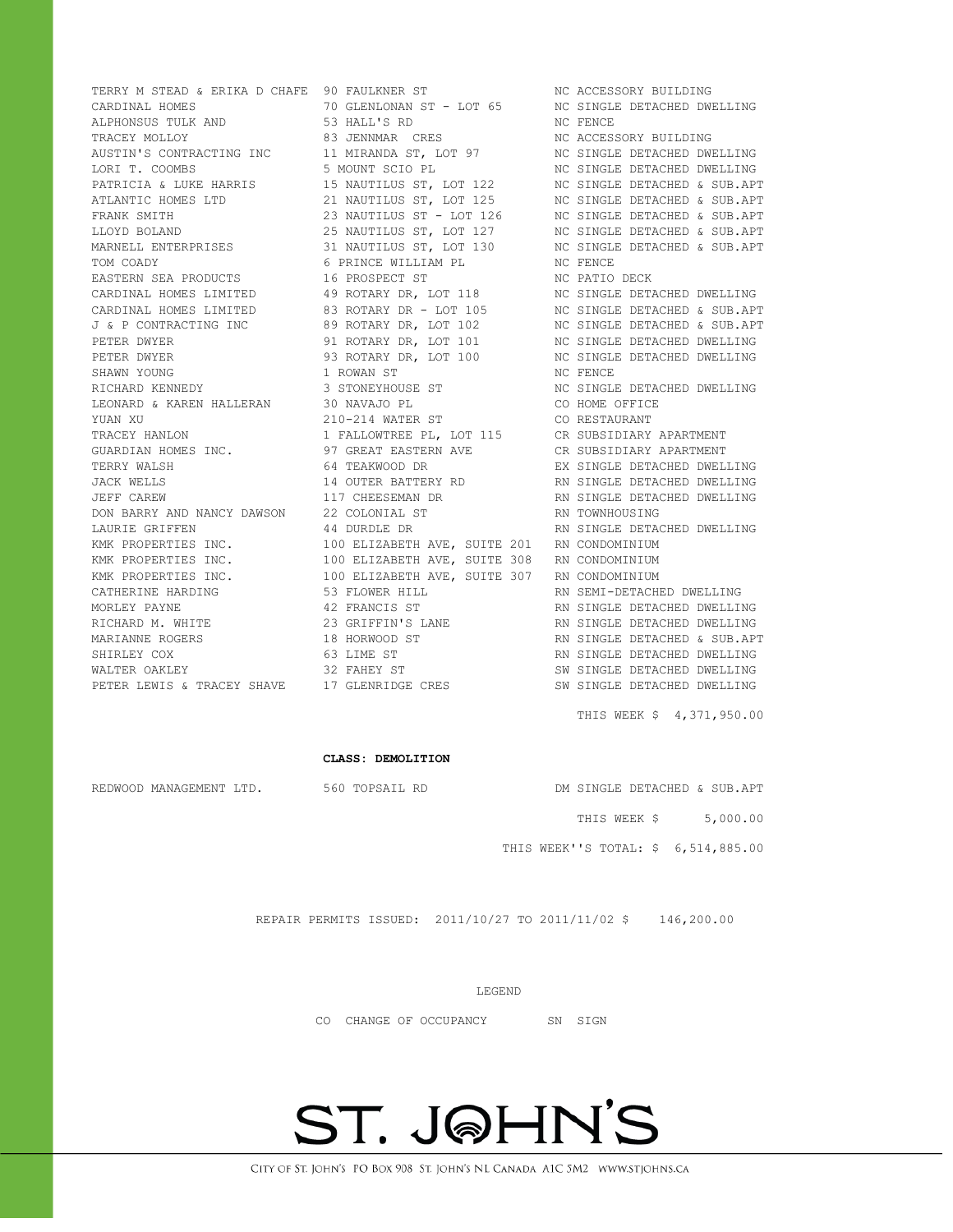| | | |
|---|---|---|
| TERRY M STEAD & ERIKA D CHAFE | 90 FAULKNER ST | NC ACCESSORY BUILDING |
| CARDINAL HOMES | 70 GLENLONAN ST - LOT 65 | NC SINGLE DETACHED DWELLING |
| ALPHONSUS TULK AND | 53 HALL'S RD | NC FENCE |
| TRACEY MOLLOY | 83 JENNMAR CRES | NC ACCESSORY BUILDING |
| AUSTIN'S CONTRACTING INC | 11 MIRANDA ST, LOT 97 | NC SINGLE DETACHED DWELLING |
| LORI T. COOMBS | 5 MOUNT SCIO PL | NC SINGLE DETACHED DWELLING |
| PATRICIA & LUKE HARRIS | 15 NAUTILUS ST, LOT 122 | NC SINGLE DETACHED & SUB.APT |
| ATLANTIC HOMES LTD | 21 NAUTILUS ST, LOT 125 | NC SINGLE DETACHED & SUB.APT |
| FRANK SMITH | 23 NAUTILUS ST - LOT 126 | NC SINGLE DETACHED & SUB.APT |
| LLOYD BOLAND | 25 NAUTILUS ST, LOT 127 | NC SINGLE DETACHED & SUB.APT |
| MARNELL ENTERPRISES | 31 NAUTILUS ST, LOT 130 | NC SINGLE DETACHED & SUB.APT |
| TOM COADY | 6 PRINCE WILLIAM PL | NC FENCE |
| EASTERN SEA PRODUCTS | 16 PROSPECT ST | NC PATIO DECK |
| CARDINAL HOMES LIMITED | 49 ROTARY DR, LOT 118 | NC SINGLE DETACHED DWELLING |
| CARDINAL HOMES LIMITED | 83 ROTARY DR - LOT 105 | NC SINGLE DETACHED & SUB.APT |
| J & P CONTRACTING INC | 89 ROTARY DR, LOT 102 | NC SINGLE DETACHED & SUB.APT |
| PETER DWYER | 91 ROTARY DR, LOT 101 | NC SINGLE DETACHED DWELLING |
| PETER DWYER | 93 ROTARY DR, LOT 100 | NC SINGLE DETACHED DWELLING |
| SHAWN YOUNG | 1 ROWAN ST | NC FENCE |
| RICHARD KENNEDY | 3 STONEYHOUSE ST | NC SINGLE DETACHED DWELLING |
| LEONARD & KAREN HALLERAN | 30 NAVAJO PL | CO HOME OFFICE |
| YUAN XU | 210-214 WATER ST | CO RESTAURANT |
| TRACEY HANLON | 1 FALLOWTREE PL, LOT 115 | CR SUBSIDIARY APARTMENT |
| GUARDIAN HOMES INC. | 97 GREAT EASTERN AVE | CR SUBSIDIARY APARTMENT |
| TERRY WALSH | 64 TEAKWOOD DR | EX SINGLE DETACHED DWELLING |
| JACK WELLS | 14 OUTER BATTERY RD | RN SINGLE DETACHED DWELLING |
| JEFF CAREW | 117 CHEESEMAN DR | RN SINGLE DETACHED DWELLING |
| DON BARRY AND NANCY DAWSON | 22 COLONIAL ST | RN TOWNHOUSING |
| LAURIE GRIFFEN | 44 DURDLE DR | RN SINGLE DETACHED DWELLING |
| KMK PROPERTIES INC. | 100 ELIZABETH AVE, SUITE 201 | RN CONDOMINIUM |
| KMK PROPERTIES INC. | 100 ELIZABETH AVE, SUITE 308 | RN CONDOMINIUM |
| KMK PROPERTIES INC. | 100 ELIZABETH AVE, SUITE 307 | RN CONDOMINIUM |
| CATHERINE HARDING | 53 FLOWER HILL | RN SEMI-DETACHED DWELLING |
| MORLEY PAYNE | 42 FRANCIS ST | RN SINGLE DETACHED DWELLING |
| RICHARD M. WHITE | 23 GRIFFIN'S LANE | RN SINGLE DETACHED DWELLING |
| MARIANNE ROGERS | 18 HORWOOD ST | RN SINGLE DETACHED & SUB.APT |
| SHIRLEY COX | 63 LIME ST | RN SINGLE DETACHED DWELLING |
| WALTER OAKLEY | 32 FAHEY ST | SW SINGLE DETACHED DWELLING |
| PETER LEWIS & TRACEY SHAVE | 17 GLENRIDGE CRES | SW SINGLE DETACHED DWELLING |

THIS WEEK $ 4,371,950.00

**CLASS: DEMOLITION**

| | | |
|---|---|---|
| REDWOOD MANAGEMENT LTD. | 560 TOPSAIL RD | DM SINGLE DETACHED & SUB.APT |

THIS WEEK $ 5,000.00

THIS WEEK''S TOTAL: $ 6,514,885.00

REPAIR PERMITS ISSUED: 2011/10/27 TO 2011/11/02 $ 146,200.00

LEGEND

CO CHANGE OF OCCUPANCY SN SIGN

ST. JOHN'S

CITY OF ST. JOHN'S PO BOX 908 ST. JOHN'S NL CANADA A1C 5M2 WWW.STJOHNS.CA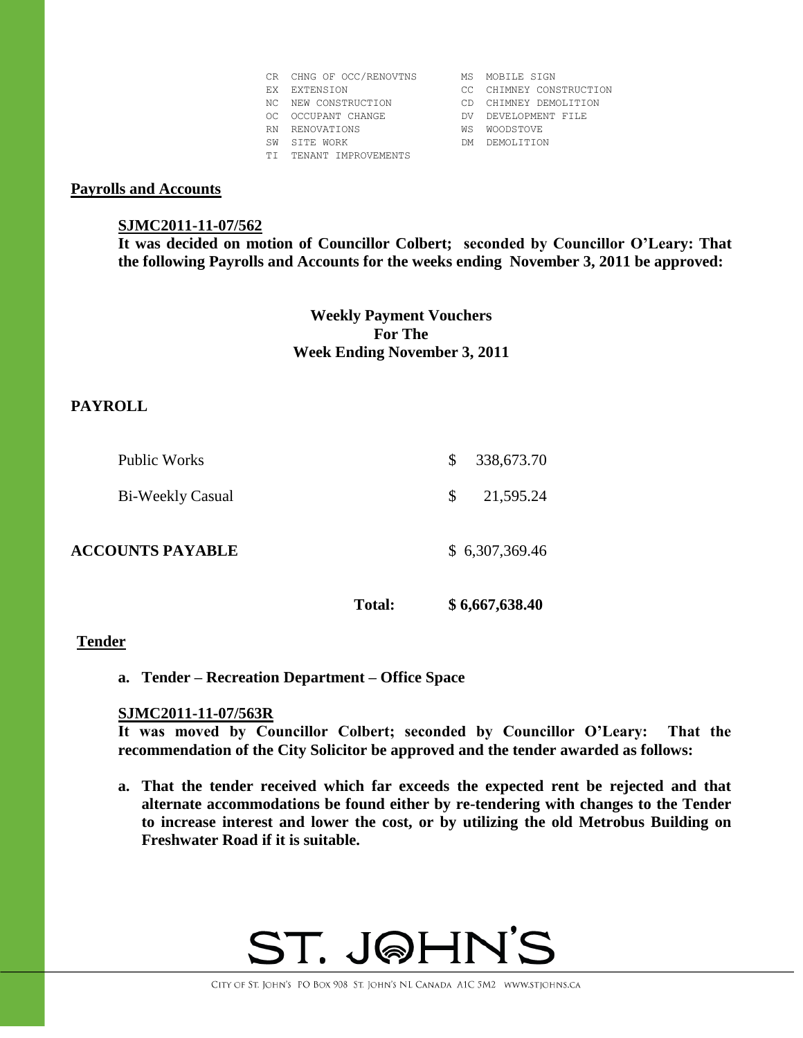| | | | |
|---|---|---|---|
| CR | CHNG OF OCC/RENOVTNS | MS | MOBILE SIGN |
| EX | EXTENSION | CC | CHIMNEY CONSTRUCTION |
| NC | NEW CONSTRUCTION | CD | CHIMNEY DEMOLITION |
| OC | OCCUPANT CHANGE | DV | DEVELOPMENT FILE |
| RN | RENOVATIONS | WS | WOODSTOVE |
| SW | SITE WORK | DM | DEMOLITION |
| TI | TENANT IMPROVEMENTS | | |

## Payrolls and Accounts

**SJMC2011-11-07/562**

**It was decided on motion of Councillor Colbert; seconded by Councillor O'Leary: That the following Payrolls and Accounts for the weeks ending November 3, 2011 be approved:**

**Weekly Payment Vouchers**
**For The**
**Week Ending November 3, 2011**

**PAYROLL**

| | | |
|---|---|---|
| Public Works | | $ 338,673.70 |
| Bi-Weekly Casual | | $ 21,595.24 |
| **ACCOUNTS PAYABLE** | | $ 6,307,369.46 |
| | **Total:** | **$ 6,667,638.40** |

## Tender

**a. Tender – Recreation Department – Office Space**

**SJMC2011-11-07/563R**

**It was moved by Councillor Colbert; seconded by Councillor O'Leary: That the recommendation of the City Solicitor be approved and the tender awarded as follows:**

**a. That the tender received which far exceeds the expected rent be rejected and that alternate accommodations be found either by re-tendering with changes to the Tender to increase interest and lower the cost, or by utilizing the old Metrobus Building on Freshwater Road if it is suitable.**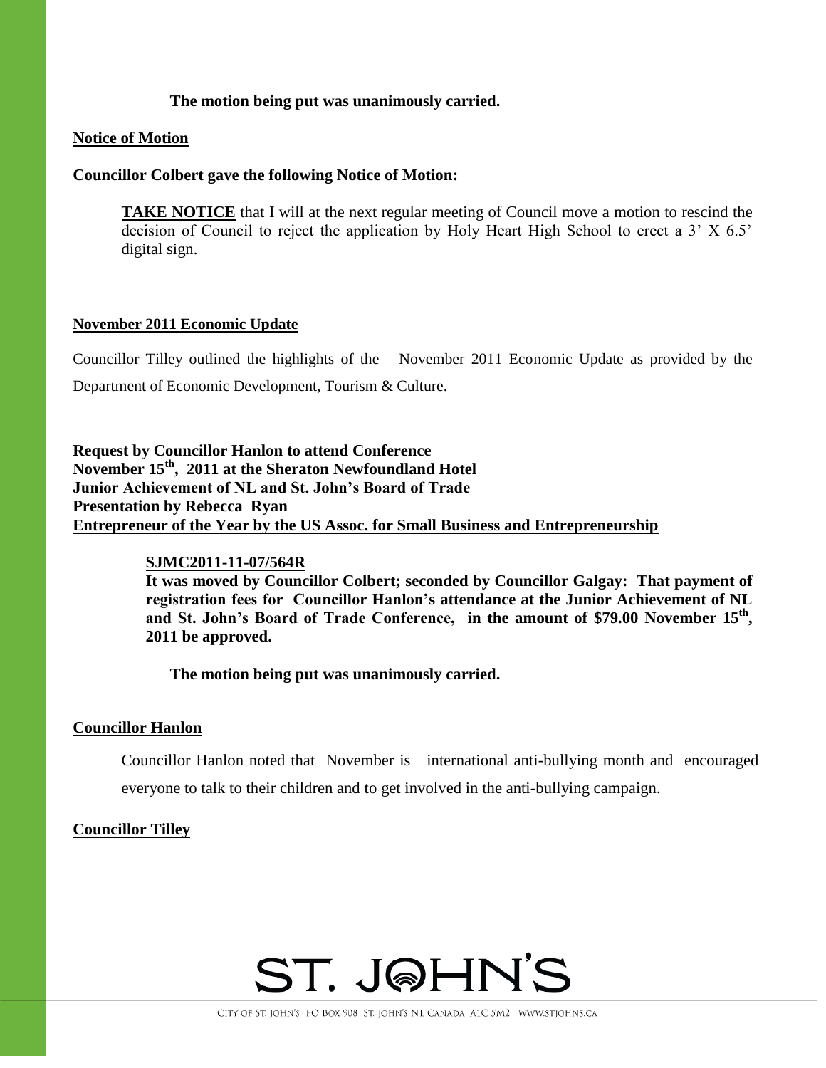**The motion being put was unanimously carried.**

**Notice of Motion**

**Councillor Colbert gave the following Notice of Motion:**

> **TAKE NOTICE** that I will at the next regular meeting of Council move a motion to rescind the decision of Council to reject the application by Holy Heart High School to erect a 3' X 6.5' digital sign.

**November 2011 Economic Update**

Councillor Tilley outlined the highlights of the November 2011 Economic Update as provided by the Department of Economic Development, Tourism & Culture.

**Request by Councillor Hanlon to attend Conference**
**November 15th, 2011 at the Sheraton Newfoundland Hotel**
**Junior Achievement of NL and St. John's Board of Trade**
**Presentation by Rebecca Ryan**
**Entrepreneur of the Year by the US Assoc. for Small Business and Entrepreneurship**

> **SJMC2011-11-07/564R**
> **It was moved by Councillor Colbert; seconded by Councillor Galgay: That payment of registration fees for Councillor Hanlon's attendance at the Junior Achievement of NL and St. John's Board of Trade Conference, in the amount of $79.00 November 15th, 2011 be approved.**
>
> **The motion being put was unanimously carried.**

**Councillor Hanlon**

Councillor Hanlon noted that November is international anti-bullying month and encouraged everyone to talk to their children and to get involved in the anti-bullying campaign.

**Councillor Tilley**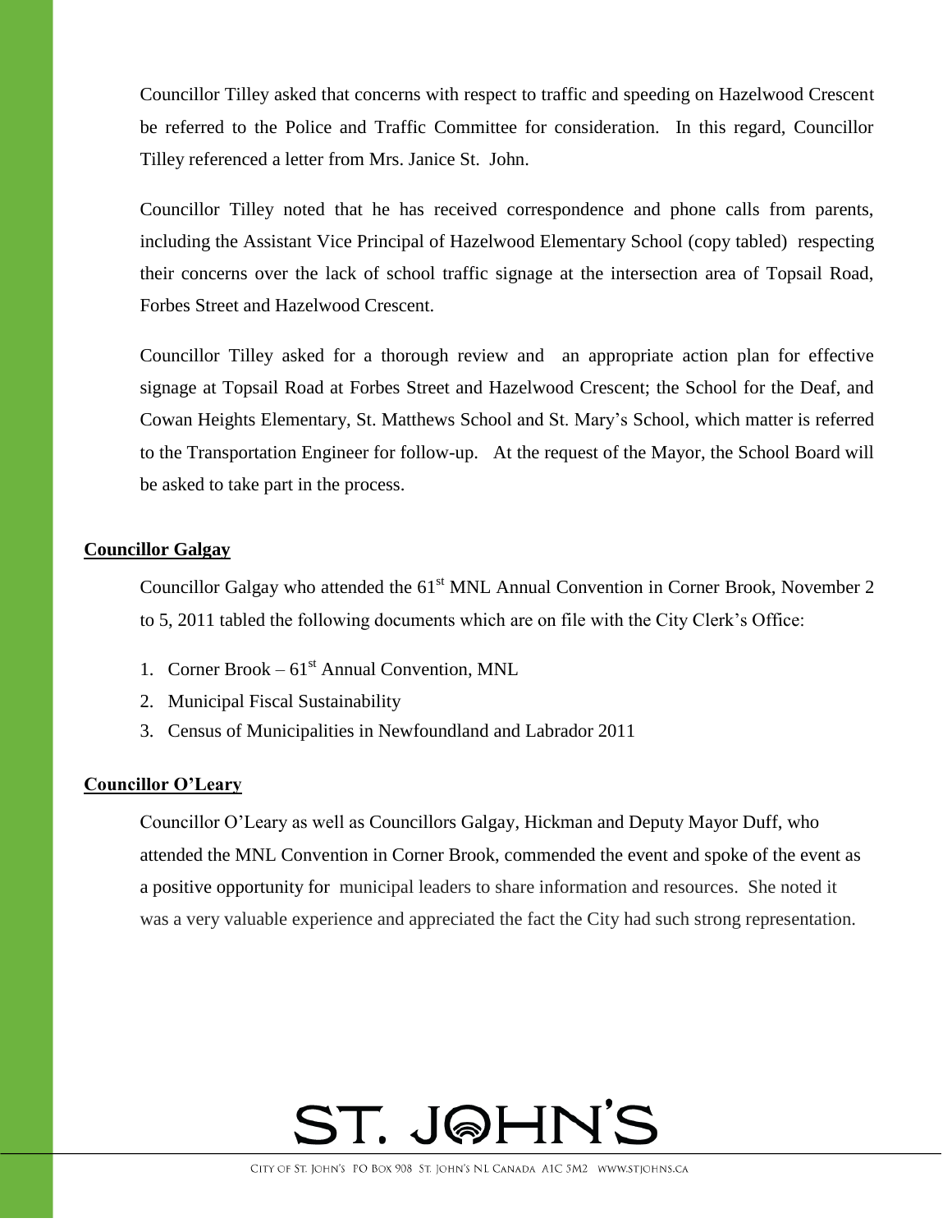Councillor Tilley asked that concerns with respect to traffic and speeding on Hazelwood Crescent be referred to the Police and Traffic Committee for consideration. In this regard, Councillor Tilley referenced a letter from Mrs. Janice St. John.

Councillor Tilley noted that he has received correspondence and phone calls from parents, including the Assistant Vice Principal of Hazelwood Elementary School (copy tabled) respecting their concerns over the lack of school traffic signage at the intersection area of Topsail Road, Forbes Street and Hazelwood Crescent.

Councillor Tilley asked for a thorough review and an appropriate action plan for effective signage at Topsail Road at Forbes Street and Hazelwood Crescent; the School for the Deaf, and Cowan Heights Elementary, St. Matthews School and St. Mary's School, which matter is referred to the Transportation Engineer for follow-up. At the request of the Mayor, the School Board will be asked to take part in the process.

**Councillor Galgay**

Councillor Galgay who attended the 61st MNL Annual Convention in Corner Brook, November 2 to 5, 2011 tabled the following documents which are on file with the City Clerk's Office:

1. Corner Brook – 61st Annual Convention, MNL
2. Municipal Fiscal Sustainability
3. Census of Municipalities in Newfoundland and Labrador 2011

**Councillor O'Leary**

Councillor O'Leary as well as Councillors Galgay, Hickman and Deputy Mayor Duff, who attended the MNL Convention in Corner Brook, commended the event and spoke of the event as a positive opportunity for municipal leaders to share information and resources. She noted it was a very valuable experience and appreciated the fact the City had such strong representation.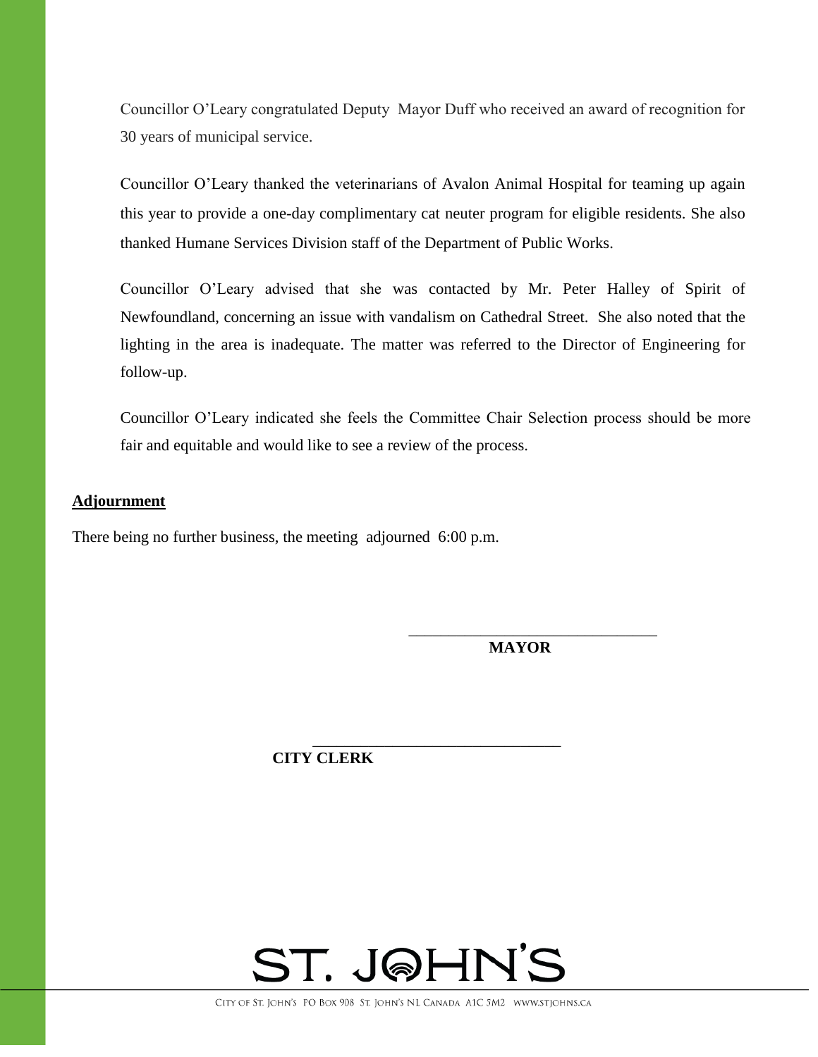Councillor O'Leary congratulated Deputy Mayor Duff who received an award of recognition for 30 years of municipal service.

Councillor O'Leary thanked the veterinarians of Avalon Animal Hospital for teaming up again this year to provide a one-day complimentary cat neuter program for eligible residents. She also thanked Humane Services Division staff of the Department of Public Works.

Councillor O'Leary advised that she was contacted by Mr. Peter Halley of Spirit of Newfoundland, concerning an issue with vandalism on Cathedral Street. She also noted that the lighting in the area is inadequate. The matter was referred to the Director of Engineering for follow-up.

Councillor O'Leary indicated she feels the Committee Chair Selection process should be more fair and equitable and would like to see a review of the process.

**Adjournment**

There being no further business, the meeting adjourned 6:00 p.m.

\_\_\_\_\_\_\_\_\_\_\_\_\_\_\_\_\_\_\_\_\_\_\_\_\_\_\_\_\_\_\_\_

**MAYOR**

\_\_\_\_\_\_\_\_\_\_\_\_\_\_\_\_\_\_\_\_\_\_\_\_\_\_\_\_\_\_\_\_

**CITY CLERK**